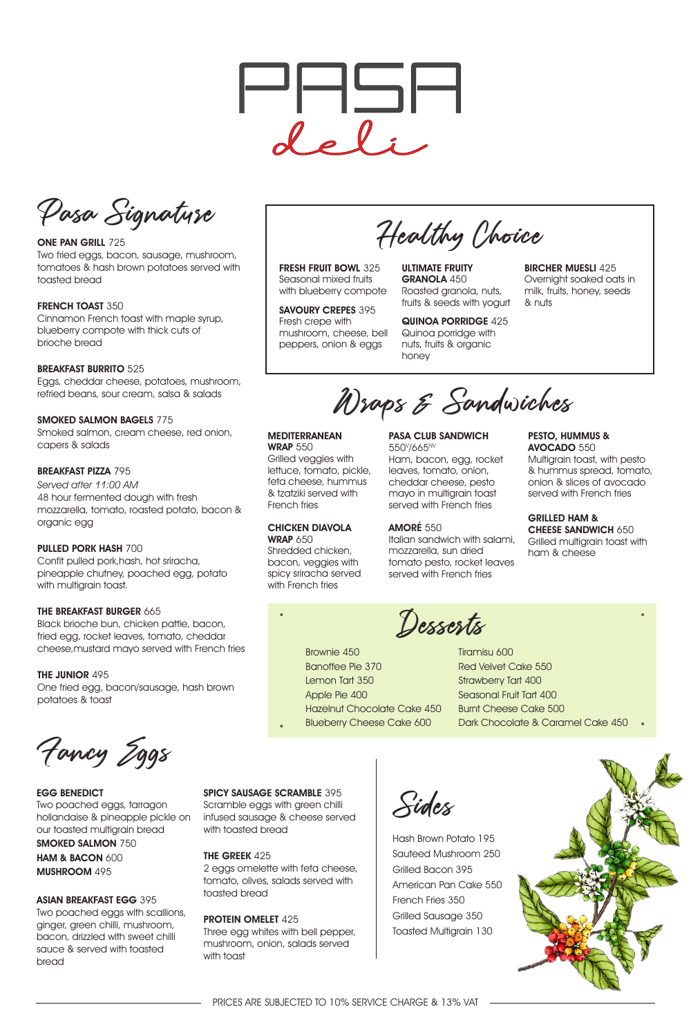# PASA deli

## Pasa Signature

**ONE PAN GRILL** 725
Two fried eggs, bacon, sausage, mushroom, tomatoes & hash brown potatoes served with toasted bread

**FRENCH TOAST** 350
Cinnamon French toast with maple syrup, blueberry compote with thick cuts of brioche bread

**BREAKFAST BURRITO** 525
Eggs, cheddar cheese, potatoes, mushroom, refried beans, sour cream, salsa & salads

**SMOKED SALMON BAGELS** 775
Smoked salmon, cream cheese, red onion, capers & salads

**BREAKFAST PIZZA** 795
*Served after 11:00 AM*
48 hour fermented dough with fresh mozzarella, tomato, roasted potato, bacon & organic egg

**PULLED PORK HASH** 700
Confit pulled pork,hash, hot sriracha, pineapple chutney, poached egg, potato with multigrain toast.

**THE BREAKFAST BURGER** 665
Black brioche bun, chicken pattie, bacon, fried egg, rocket leaves, tomato, cheddar cheese,mustard mayo served with French fries

**THE JUNIOR** 495
One fried egg, bacon/sausage, hash brown potatoes & toast

## Healthy Choice

**FRESH FRUIT BOWL** 325
Seasonal mixed fruits with blueberry compote

**SAVOURY CREPES** 395
Fresh crepe with mushroom, cheese, bell peppers, onion & eggs

**ULTIMATE FRUITY GRANOLA** 450
Roasted granola, nuts, fruits & seeds with yogurt

**QUINOA PORRIDGE** 425
Quinoa porridge with nuts, fruits & organic honey

**BIRCHER MUESLI** 425
Overnight soaked oats in milk, fruits, honey, seeds & nuts

## Wraps & Sandwiches

**MEDITERRANEAN WRAP** 550
Grilled veggies with lettuce, tomato, pickle, feta cheese, hummus & tzatziki served with French fries

**CHICKEN DIAVOLA WRAP** 650
Shredded chicken, bacon, veggies with spicy sriracha served with French fries

**PASA CLUB SANDWICH**
550[V]/665[NV]
Ham, bacon, egg, rocket leaves, tomato, onion, cheddar cheese, pesto mayo in multigrain toast served with French fries

**AMORÉ** 550
Italian sandwich with salami, mozzarella, sun dried tomato pesto, rocket leaves served with French fries

**PESTO, HUMMUS & AVOCADO** 550
Multigrain toast, with pesto & hummus spread, tomato, onion & slices of avocado served with French fries

**GRILLED HAM & CHEESE SANDWICH** 650
Grilled multigrain toast with ham & cheese

## Desserts

- Brownie 450
- Banoffee Pie 370
- Lemon Tart 350
- Apple Pie 400
- Hazelnut Chocolate Cake 450
- Blueberry Cheese Cake 600
- Tiramisu 600
- Red Velvet Cake 550
- Strawberry Tart 400
- Seasonal Fruit Tart 400
- Burnt Cheese Cake 500
- Dark Chocolate & Caramel Cake 450

## Fancy Eggs

**EGG BENEDICT**
Two poached eggs, tarragon hollandaise & pineapple pickle on our toasted multigrain bread
**SMOKED SALMON** 750
**HAM & BACON** 600
**MUSHROOM** 495

**ASIAN BREAKFAST EGG** 395
Two poached eggs with scallions, ginger, green chilli, mushroom, bacon, drizzled with sweet chilli sauce & served with toasted bread

**SPICY SAUSAGE SCRAMBLE** 395
Scramble eggs with green chilli infused sausage & cheese served with toasted bread

**THE GREEK** 425
2 eggs omelette with feta cheese, tomato, olives, salads served with toasted bread

**PROTEIN OMELET** 425
Three egg whites with bell pepper, mushroom, onion, salads served with toast

## Sides

- Hash Brown Potato 195
- Sauteed Mushroom 250
- Grilled Bacon 395
- American Pan Cake 550
- French Fries 350
- Grilled Sausage 350
- Toasted Multigrain 130

PRICES ARE SUBJECTED TO 10% SERVICE CHARGE & 13% VAT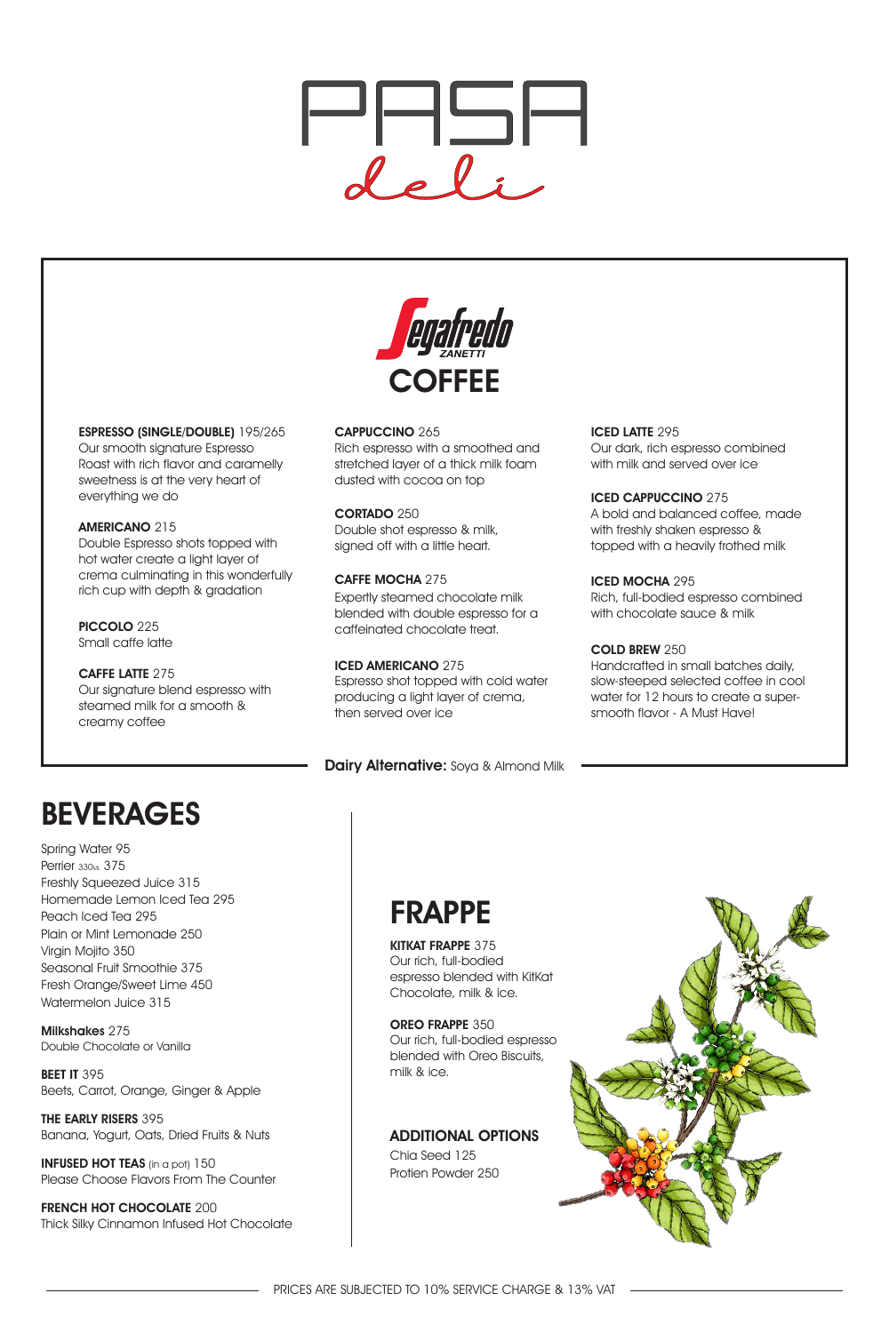# PASA deli

## Segafredo ZANETTI COFFEE

**ESPRESSO (SINGLE/DOUBLE)** 195/265
Our smooth signature Espresso Roast with rich flavor and caramelly sweetness is at the very heart of everything we do

**AMERICANO** 215
Double Espresso shots topped with hot water create a light layer of crema culminating in this wonderfully rich cup with depth & gradation

**PICCOLO** 225
Small caffe latte

**CAFFE LATTE** 275
Our signature blend espresso with steamed milk for a smooth & creamy coffee

**CAPPUCCINO** 265
Rich espresso with a smoothed and stretched layer of a thick milk foam dusted with cocoa on top

**CORTADO** 250
Double shot espresso & milk, signed off with a little heart.

**CAFFE MOCHA** 275
Expertly steamed chocolate milk blended with double espresso for a caffeinated chocolate treat.

**ICED AMERICANO** 275
Espresso shot topped with cold water producing a light layer of crema, then served over ice

**ICED LATTE** 295
Our dark, rich espresso combined with milk and served over ice

**ICED CAPPUCCINO** 275
A bold and balanced coffee, made with freshly shaken espresso & topped with a heavily frothed milk

**ICED MOCHA** 295
Rich, full-bodied espresso combined with chocolate sauce & milk

**COLD BREW** 250
Handcrafted in small batches daily, slow-steeped selected coffee in cool water for 12 hours to create a super-smooth flavor - A Must Have!

**Dairy Alternative:** Soya & Almond Milk

## BEVERAGES

Spring Water 95
Perrier 330ML 375
Freshly Squeezed Juice 315
Homemade Lemon Iced Tea 295
Peach Iced Tea 295
Plain or Mint Lemonade 250
Virgin Mojito 350
Seasonal Fruit Smoothie 375
Fresh Orange/Sweet Lime 450
Watermelon Juice 315

**Milkshakes** 275
Double Chocolate or Vanilla

**BEET IT** 395
Beets, Carrot, Orange, Ginger & Apple

**THE EARLY RISERS** 395
Banana, Yogurt, Oats, Dried Fruits & Nuts

**INFUSED HOT TEAS** (in a pot) 150
Please Choose Flavors From The Counter

**FRENCH HOT CHOCOLATE** 200
Thick Silky Cinnamon Infused Hot Chocolate

## FRAPPE

**KITKAT FRAPPE** 375
Our rich, full-bodied espresso blended with KitKat Chocolate, milk & ice.

**OREO FRAPPE** 350
Our rich, full-bodied espresso blended with Oreo Biscuits, milk & ice.

### ADDITIONAL OPTIONS

Chia Seed 125
Protien Powder 250

PRICES ARE SUBJECTED TO 10% SERVICE CHARGE & 13% VAT